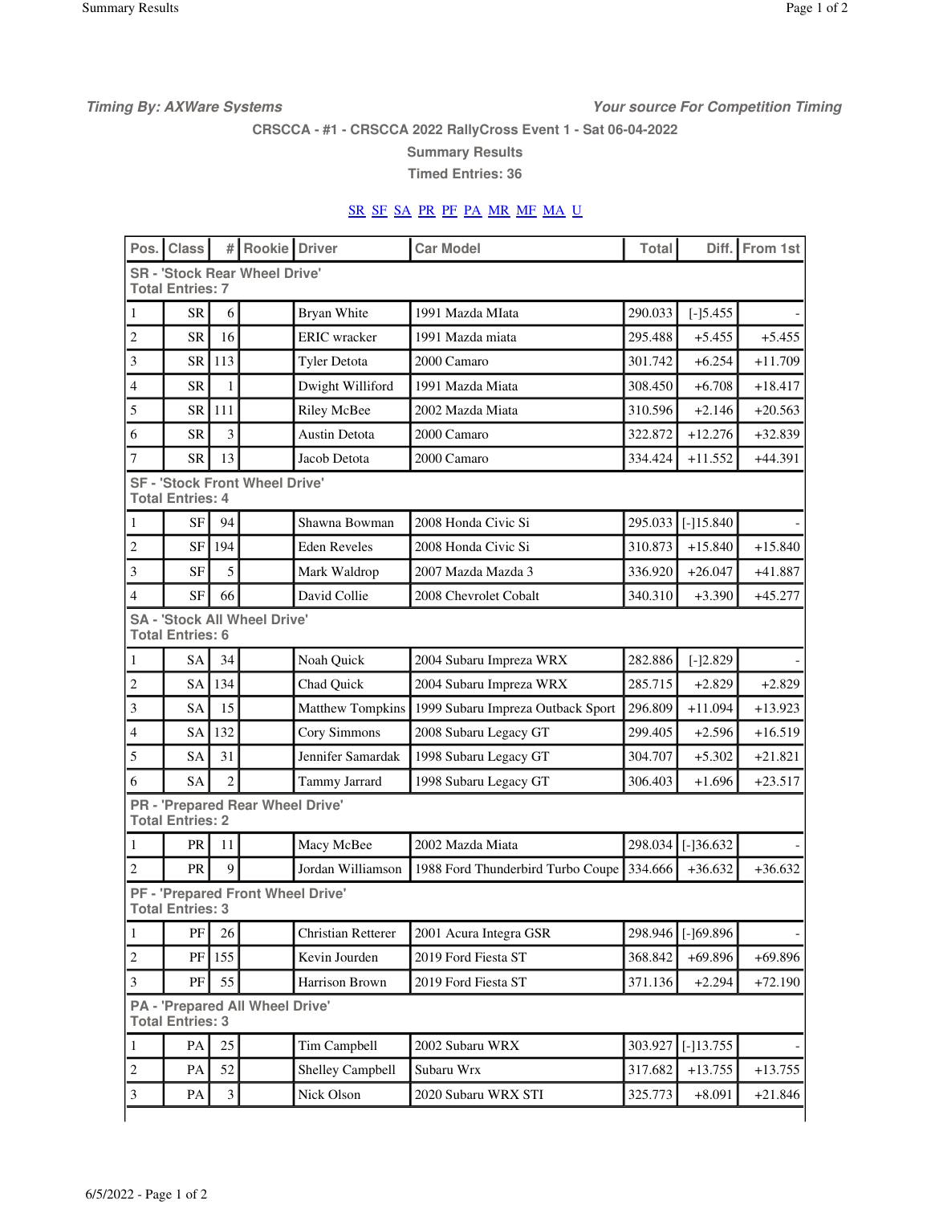*Timing By: AXWare Systems* *Your source For Competition Timing*

**CRSCCA - #1 - CRSCCA 2022 RallyCross Event 1 - Sat 06-04-2022**

**Summary Results**

**Timed Entries: 36**

SR SF SA PR PF PA MR MF MA U

| Pos. | Class | # | Rookie | Driver | Car Model | Total | Diff. | From 1st |
|---|---|---|---|---|---|---|---|---|
| **SR - 'Stock Rear Wheel Drive' Total Entries: 7** | | | | | | | | |
| 1 | SR | 6 | | Bryan White | 1991 Mazda MIata | 290.033 | [-]5.455 | - |
| 2 | SR | 16 | | ERIC wracker | 1991 Mazda miata | 295.488 | +5.455 | +5.455 |
| 3 | SR | 113 | | Tyler Detota | 2000 Camaro | 301.742 | +6.254 | +11.709 |
| 4 | SR | 1 | | Dwight Williford | 1991 Mazda Miata | 308.450 | +6.708 | +18.417 |
| 5 | SR | 111 | | Riley McBee | 2002 Mazda Miata | 310.596 | +2.146 | +20.563 |
| 6 | SR | 3 | | Austin Detota | 2000 Camaro | 322.872 | +12.276 | +32.839 |
| 7 | SR | 13 | | Jacob Detota | 2000 Camaro | 334.424 | +11.552 | +44.391 |
| **SF - 'Stock Front Wheel Drive' Total Entries: 4** | | | | | | | | |
| 1 | SF | 94 | | Shawna Bowman | 2008 Honda Civic Si | 295.033 | [-]15.840 | - |
| 2 | SF | 194 | | Eden Reveles | 2008 Honda Civic Si | 310.873 | +15.840 | +15.840 |
| 3 | SF | 5 | | Mark Waldrop | 2007 Mazda Mazda 3 | 336.920 | +26.047 | +41.887 |
| 4 | SF | 66 | | David Collie | 2008 Chevrolet Cobalt | 340.310 | +3.390 | +45.277 |
| **SA - 'Stock All Wheel Drive' Total Entries: 6** | | | | | | | | |
| 1 | SA | 34 | | Noah Quick | 2004 Subaru Impreza WRX | 282.886 | [-]2.829 | - |
| 2 | SA | 134 | | Chad Quick | 2004 Subaru Impreza WRX | 285.715 | +2.829 | +2.829 |
| 3 | SA | 15 | | Matthew Tompkins | 1999 Subaru Impreza Outback Sport | 296.809 | +11.094 | +13.923 |
| 4 | SA | 132 | | Cory Simmons | 2008 Subaru Legacy GT | 299.405 | +2.596 | +16.519 |
| 5 | SA | 31 | | Jennifer Samardak | 1998 Subaru Legacy GT | 304.707 | +5.302 | +21.821 |
| 6 | SA | 2 | | Tammy Jarrard | 1998 Subaru Legacy GT | 306.403 | +1.696 | +23.517 |
| **PR - 'Prepared Rear Wheel Drive' Total Entries: 2** | | | | | | | | |
| 1 | PR | 11 | | Macy McBee | 2002 Mazda Miata | 298.034 | [-]36.632 | - |
| 2 | PR | 9 | | Jordan Williamson | 1988 Ford Thunderbird Turbo Coupe | 334.666 | +36.632 | +36.632 |
| **PF - 'Prepared Front Wheel Drive' Total Entries: 3** | | | | | | | | |
| 1 | PF | 26 | | Christian Retterer | 2001 Acura Integra GSR | 298.946 | [-]69.896 | - |
| 2 | PF | 155 | | Kevin Jourden | 2019 Ford Fiesta ST | 368.842 | +69.896 | +69.896 |
| 3 | PF | 55 | | Harrison Brown | 2019 Ford Fiesta ST | 371.136 | +2.294 | +72.190 |
| **PA - 'Prepared All Wheel Drive' Total Entries: 3** | | | | | | | | |
| 1 | PA | 25 | | Tim Campbell | 2002 Subaru WRX | 303.927 | [-]13.755 | - |
| 2 | PA | 52 | | Shelley Campbell | Subaru Wrx | 317.682 | +13.755 | +13.755 |
| 3 | PA | 3 | | Nick Olson | 2020 Subaru WRX STI | 325.773 | +8.091 | +21.846 |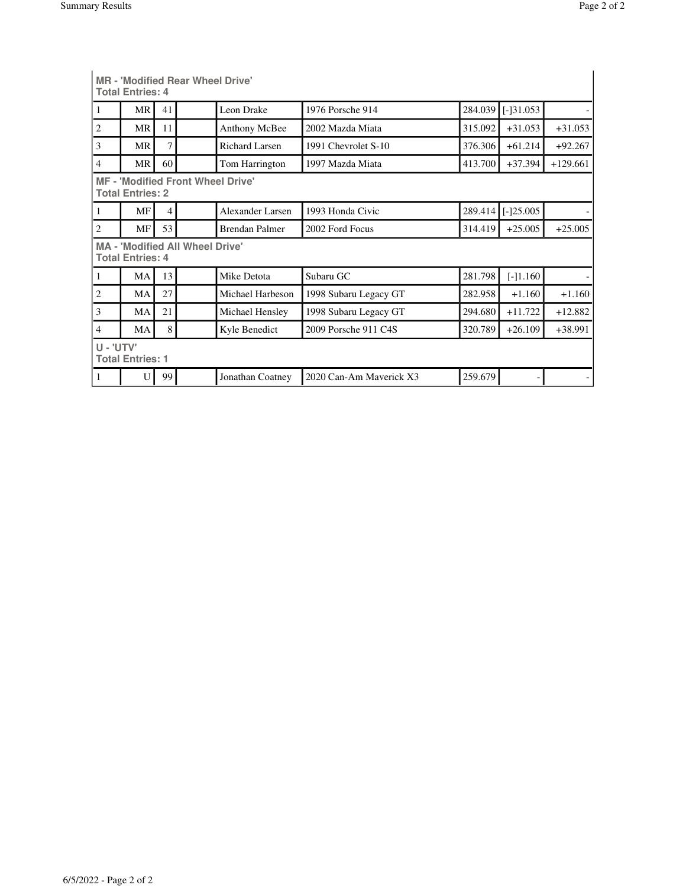| | | | | | | | | |
|---|---|---|---|---|---|---|---|---|
| **MR - 'Modified Rear Wheel Drive'** **Total Entries: 4** | | | | | | | | |
| 1 | MR | 41 | | Leon Drake | 1976 Porsche 914 | 284.039 | [-]31.053 | - |
| 2 | MR | 11 | | Anthony McBee | 2002 Mazda Miata | 315.092 | +31.053 | +31.053 |
| 3 | MR | 7 | | Richard Larsen | 1991 Chevrolet S-10 | 376.306 | +61.214 | +92.267 |
| 4 | MR | 60 | | Tom Harrington | 1997 Mazda Miata | 413.700 | +37.394 | +129.661 |
| **MF - 'Modified Front Wheel Drive'** **Total Entries: 2** | | | | | | | | |
| 1 | MF | 4 | | Alexander Larsen | 1993 Honda Civic | 289.414 | [-]25.005 | - |
| 2 | MF | 53 | | Brendan Palmer | 2002 Ford Focus | 314.419 | +25.005 | +25.005 |
| **MA - 'Modified All Wheel Drive'** **Total Entries: 4** | | | | | | | | |
| 1 | MA | 13 | | Mike Detota | Subaru GC | 281.798 | [-]1.160 | - |
| 2 | MA | 27 | | Michael Harbeson | 1998 Subaru Legacy GT | 282.958 | +1.160 | +1.160 |
| 3 | MA | 21 | | Michael Hensley | 1998 Subaru Legacy GT | 294.680 | +11.722 | +12.882 |
| 4 | MA | 8 | | Kyle Benedict | 2009 Porsche 911 C4S | 320.789 | +26.109 | +38.991 |
| **U - 'UTV'** **Total Entries: 1** | | | | | | | | |
| 1 | U | 99 | | Jonathan Coatney | 2020 Can-Am Maverick X3 | 259.679 | - | - |